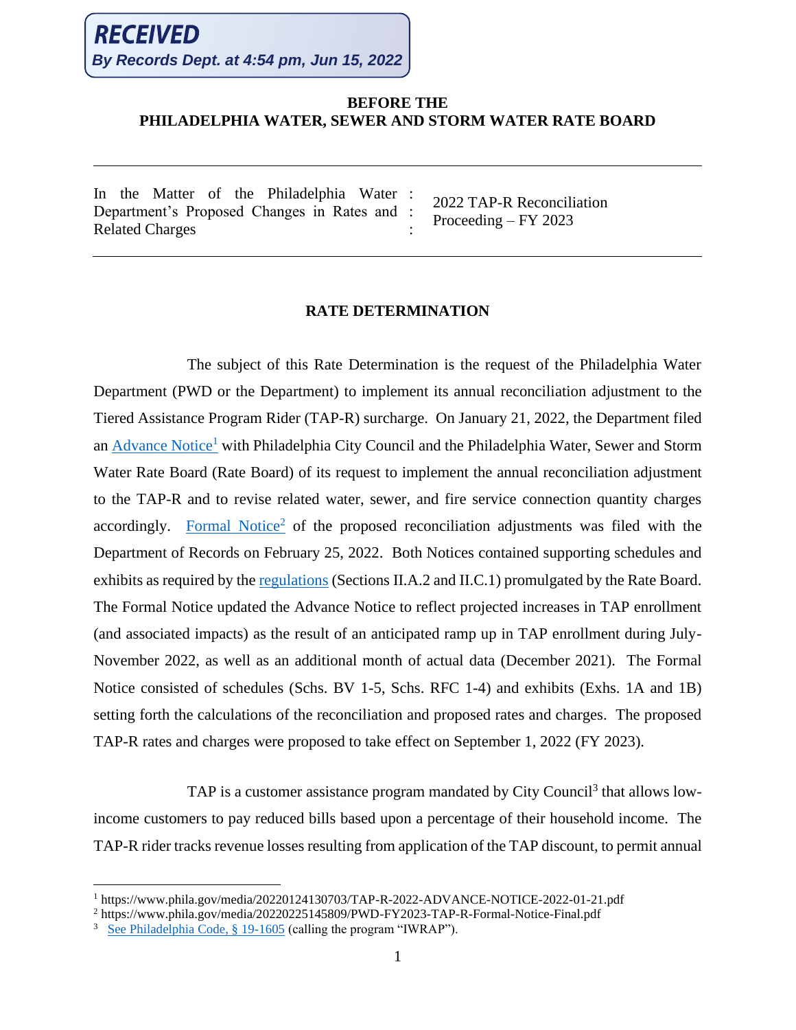**RECEIVED**
***By Records Dept. at 4:54 pm, Jun 15, 2022***

**BEFORE THE**
**PHILADELPHIA WATER, SEWER AND STORM WATER RATE BOARD**

| In the Matter of the Philadelphia Water Department's Proposed Changes in Rates and Related Charges | : | 2022 TAP-R Reconciliation Proceeding – FY 2023 |
|---|---|---|

## RATE DETERMINATION

The subject of this Rate Determination is the request of the Philadelphia Water Department (PWD or the Department) to implement its annual reconciliation adjustment to the Tiered Assistance Program Rider (TAP-R) surcharge. On January 21, 2022, the Department filed an Advance Notice[1] with Philadelphia City Council and the Philadelphia Water, Sewer and Storm Water Rate Board (Rate Board) of its request to implement the annual reconciliation adjustment to the TAP-R and to revise related water, sewer, and fire service connection quantity charges accordingly. Formal Notice[2] of the proposed reconciliation adjustments was filed with the Department of Records on February 25, 2022. Both Notices contained supporting schedules and exhibits as required by the regulations (Sections II.A.2 and II.C.1) promulgated by the Rate Board. The Formal Notice updated the Advance Notice to reflect projected increases in TAP enrollment (and associated impacts) as the result of an anticipated ramp up in TAP enrollment during July-November 2022, as well as an additional month of actual data (December 2021). The Formal Notice consisted of schedules (Schs. BV 1-5, Schs. RFC 1-4) and exhibits (Exhs. 1A and 1B) setting forth the calculations of the reconciliation and proposed rates and charges. The proposed TAP-R rates and charges were proposed to take effect on September 1, 2022 (FY 2023).

TAP is a customer assistance program mandated by City Council[3] that allows low-income customers to pay reduced bills based upon a percentage of their household income. The TAP-R rider tracks revenue losses resulting from application of the TAP discount, to permit annual

---

[1] https://www.phila.gov/media/20220124130703/TAP-R-2022-ADVANCE-NOTICE-2022-01-21.pdf

[2] https://www.phila.gov/media/20220225145809/PWD-FY2023-TAP-R-Formal-Notice-Final.pdf

[3] See Philadelphia Code, § 19-1605 (calling the program "IWRAP").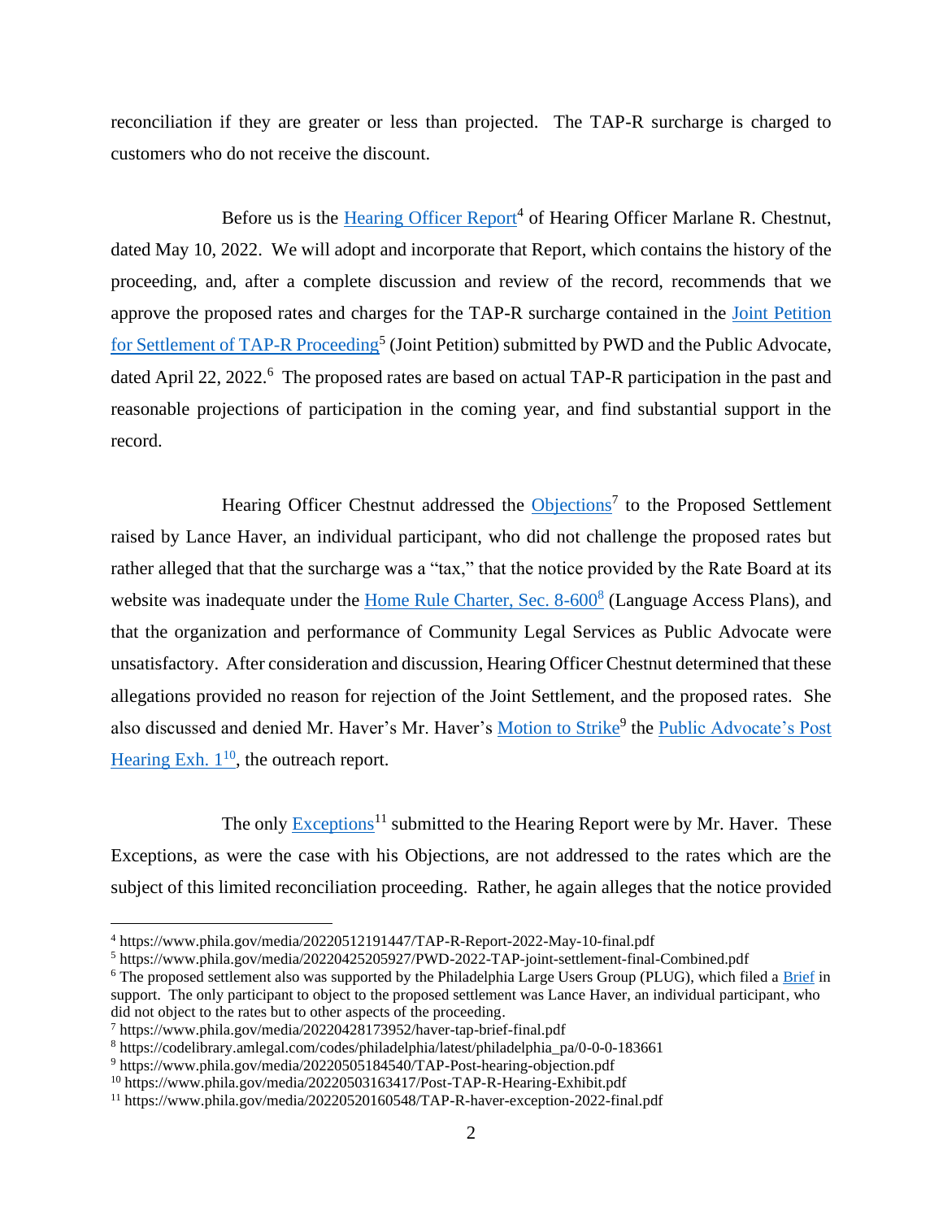reconciliation if they are greater or less than projected. The TAP-R surcharge is charged to customers who do not receive the discount.

Before us is the Hearing Officer Report[4] of Hearing Officer Marlane R. Chestnut, dated May 10, 2022. We will adopt and incorporate that Report, which contains the history of the proceeding, and, after a complete discussion and review of the record, recommends that we approve the proposed rates and charges for the TAP-R surcharge contained in the Joint Petition for Settlement of TAP-R Proceeding[5] (Joint Petition) submitted by PWD and the Public Advocate, dated April 22, 2022.[6] The proposed rates are based on actual TAP-R participation in the past and reasonable projections of participation in the coming year, and find substantial support in the record.

Hearing Officer Chestnut addressed the Objections[7] to the Proposed Settlement raised by Lance Haver, an individual participant, who did not challenge the proposed rates but rather alleged that that the surcharge was a "tax," that the notice provided by the Rate Board at its website was inadequate under the Home Rule Charter, Sec. 8-600[8] (Language Access Plans), and that the organization and performance of Community Legal Services as Public Advocate were unsatisfactory. After consideration and discussion, Hearing Officer Chestnut determined that these allegations provided no reason for rejection of the Joint Settlement, and the proposed rates. She also discussed and denied Mr. Haver's Mr. Haver's Motion to Strike[9] the Public Advocate's Post Hearing Exh. 1[10], the outreach report.

The only Exceptions[11] submitted to the Hearing Report were by Mr. Haver. These Exceptions, as were the case with his Objections, are not addressed to the rates which are the subject of this limited reconciliation proceeding. Rather, he again alleges that the notice provided

---

[4] https://www.phila.gov/media/20220512191447/TAP-R-Report-2022-May-10-final.pdf

[5] https://www.phila.gov/media/20220425205927/PWD-2022-TAP-joint-settlement-final-Combined.pdf

[6] The proposed settlement also was supported by the Philadelphia Large Users Group (PLUG), which filed a Brief in support. The only participant to object to the proposed settlement was Lance Haver, an individual participant, who did not object to the rates but to other aspects of the proceeding.

[7] https://www.phila.gov/media/20220428173952/haver-tap-brief-final.pdf

[8] https://codelibrary.amlegal.com/codes/philadelphia/latest/philadelphia_pa/0-0-0-183661

[9] https://www.phila.gov/media/20220505184540/TAP-Post-hearing-objection.pdf

[10] https://www.phila.gov/media/20220503163417/Post-TAP-R-Hearing-Exhibit.pdf

[11] https://www.phila.gov/media/20220520160548/TAP-R-haver-exception-2022-final.pdf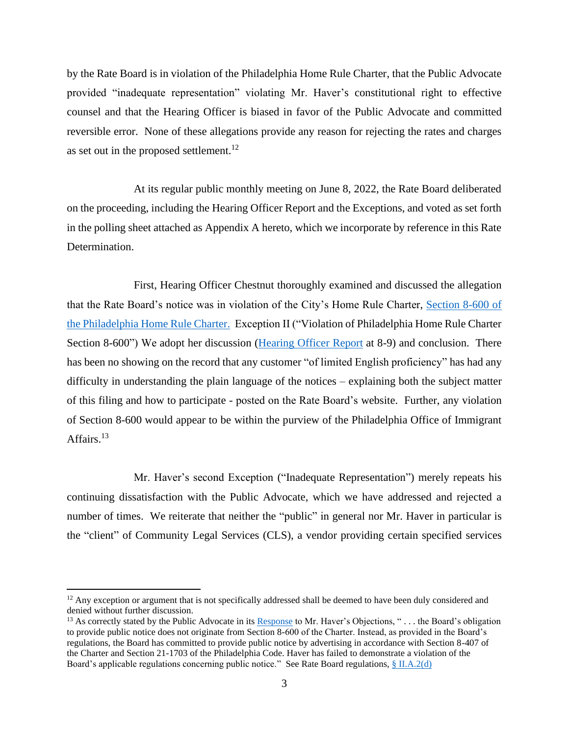by the Rate Board is in violation of the Philadelphia Home Rule Charter, that the Public Advocate provided "inadequate representation" violating Mr. Haver's constitutional right to effective counsel and that the Hearing Officer is biased in favor of the Public Advocate and committed reversible error. None of these allegations provide any reason for rejecting the rates and charges as set out in the proposed settlement.[12]

At its regular public monthly meeting on June 8, 2022, the Rate Board deliberated on the proceeding, including the Hearing Officer Report and the Exceptions, and voted as set forth in the polling sheet attached as Appendix A hereto, which we incorporate by reference in this Rate Determination.

First, Hearing Officer Chestnut thoroughly examined and discussed the allegation that the Rate Board's notice was in violation of the City's Home Rule Charter, Section 8-600 of the Philadelphia Home Rule Charter. Exception II ("Violation of Philadelphia Home Rule Charter Section 8-600") We adopt her discussion (Hearing Officer Report at 8-9) and conclusion. There has been no showing on the record that any customer "of limited English proficiency" has had any difficulty in understanding the plain language of the notices – explaining both the subject matter of this filing and how to participate - posted on the Rate Board's website. Further, any violation of Section 8-600 would appear to be within the purview of the Philadelphia Office of Immigrant Affairs.[13]

Mr. Haver's second Exception ("Inadequate Representation") merely repeats his continuing dissatisfaction with the Public Advocate, which we have addressed and rejected a number of times. We reiterate that neither the "public" in general nor Mr. Haver in particular is the "client" of Community Legal Services (CLS), a vendor providing certain specified services

---

[12] Any exception or argument that is not specifically addressed shall be deemed to have been duly considered and denied without further discussion.

[13] As correctly stated by the Public Advocate in its Response to Mr. Haver's Objections, " . . . the Board's obligation to provide public notice does not originate from Section 8-600 of the Charter. Instead, as provided in the Board's regulations, the Board has committed to provide public notice by advertising in accordance with Section 8-407 of the Charter and Section 21-1703 of the Philadelphia Code. Haver has failed to demonstrate a violation of the Board's applicable regulations concerning public notice." See Rate Board regulations, § II.A.2(d)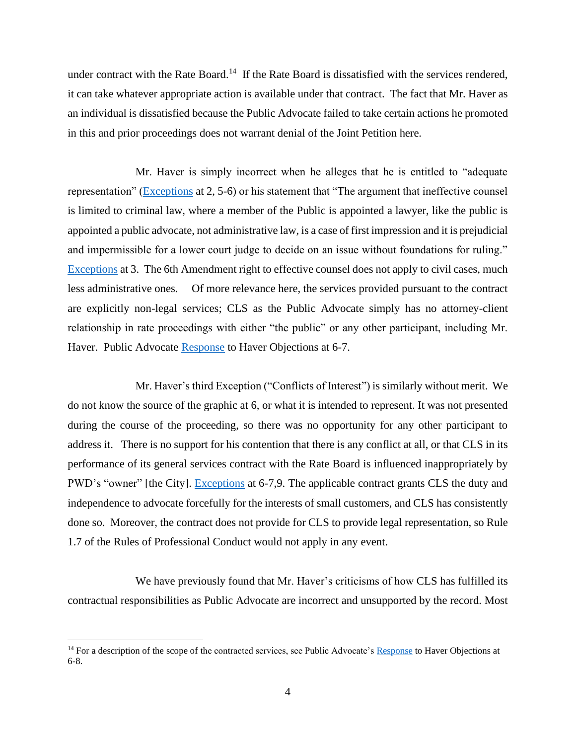under contract with the Rate Board.[14] If the Rate Board is dissatisfied with the services rendered, it can take whatever appropriate action is available under that contract. The fact that Mr. Haver as an individual is dissatisfied because the Public Advocate failed to take certain actions he promoted in this and prior proceedings does not warrant denial of the Joint Petition here.

Mr. Haver is simply incorrect when he alleges that he is entitled to "adequate representation" (Exceptions at 2, 5-6) or his statement that "The argument that ineffective counsel is limited to criminal law, where a member of the Public is appointed a lawyer, like the public is appointed a public advocate, not administrative law, is a case of first impression and it is prejudicial and impermissible for a lower court judge to decide on an issue without foundations for ruling." Exceptions at 3. The 6th Amendment right to effective counsel does not apply to civil cases, much less administrative ones. Of more relevance here, the services provided pursuant to the contract are explicitly non-legal services; CLS as the Public Advocate simply has no attorney-client relationship in rate proceedings with either "the public" or any other participant, including Mr. Haver. Public Advocate Response to Haver Objections at 6-7.

Mr. Haver's third Exception ("Conflicts of Interest") is similarly without merit. We do not know the source of the graphic at 6, or what it is intended to represent. It was not presented during the course of the proceeding, so there was no opportunity for any other participant to address it. There is no support for his contention that there is any conflict at all, or that CLS in its performance of its general services contract with the Rate Board is influenced inappropriately by PWD's "owner" [the City]. Exceptions at 6-7,9. The applicable contract grants CLS the duty and independence to advocate forcefully for the interests of small customers, and CLS has consistently done so. Moreover, the contract does not provide for CLS to provide legal representation, so Rule 1.7 of the Rules of Professional Conduct would not apply in any event.

We have previously found that Mr. Haver's criticisms of how CLS has fulfilled its contractual responsibilities as Public Advocate are incorrect and unsupported by the record. Most

[14] For a description of the scope of the contracted services, see Public Advocate's Response to Haver Objections at 6-8.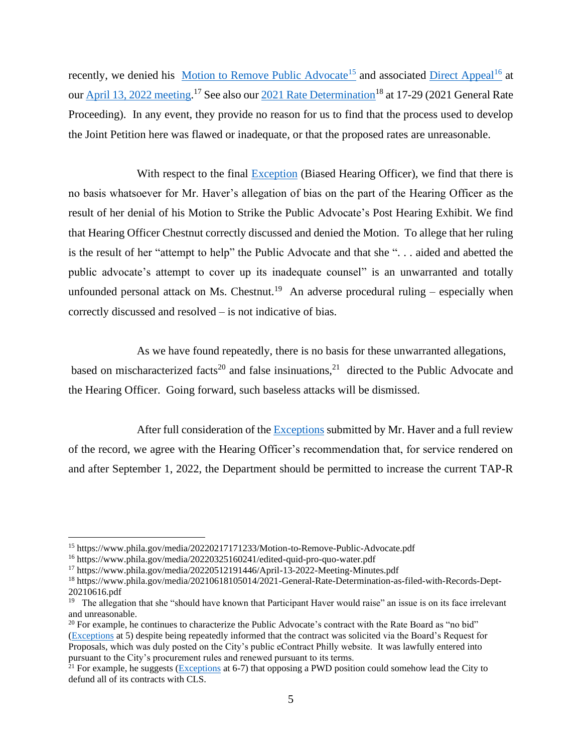recently, we denied his Motion to Remove Public Advocate[15] and associated Direct Appeal[16] at our April 13, 2022 meeting.[17] See also our 2021 Rate Determination[18] at 17-29 (2021 General Rate Proceeding). In any event, they provide no reason for us to find that the process used to develop the Joint Petition here was flawed or inadequate, or that the proposed rates are unreasonable.

With respect to the final Exception (Biased Hearing Officer), we find that there is no basis whatsoever for Mr. Haver's allegation of bias on the part of the Hearing Officer as the result of her denial of his Motion to Strike the Public Advocate's Post Hearing Exhibit. We find that Hearing Officer Chestnut correctly discussed and denied the Motion. To allege that her ruling is the result of her "attempt to help" the Public Advocate and that she ". . . aided and abetted the public advocate's attempt to cover up its inadequate counsel" is an unwarranted and totally unfounded personal attack on Ms. Chestnut.[19] An adverse procedural ruling – especially when correctly discussed and resolved – is not indicative of bias.

As we have found repeatedly, there is no basis for these unwarranted allegations, based on mischaracterized facts[20] and false insinuations,[21] directed to the Public Advocate and the Hearing Officer. Going forward, such baseless attacks will be dismissed.

After full consideration of the Exceptions submitted by Mr. Haver and a full review of the record, we agree with the Hearing Officer's recommendation that, for service rendered on and after September 1, 2022, the Department should be permitted to increase the current TAP-R

---

[15] https://www.phila.gov/media/20220217171233/Motion-to-Remove-Public-Advocate.pdf

[16] https://www.phila.gov/media/20220325160241/edited-quid-pro-quo-water.pdf

[17] https://www.phila.gov/media/20220512191446/April-13-2022-Meeting-Minutes.pdf

[18] https://www.phila.gov/media/20210618105014/2021-General-Rate-Determination-as-filed-with-Records-Dept-20210616.pdf

[19] The allegation that she "should have known that Participant Haver would raise" an issue is on its face irrelevant and unreasonable.

[20] For example, he continues to characterize the Public Advocate's contract with the Rate Board as "no bid" (Exceptions at 5) despite being repeatedly informed that the contract was solicited via the Board's Request for Proposals, which was duly posted on the City's public eContract Philly website. It was lawfully entered into pursuant to the City's procurement rules and renewed pursuant to its terms.

[21] For example, he suggests (Exceptions at 6-7) that opposing a PWD position could somehow lead the City to defund all of its contracts with CLS.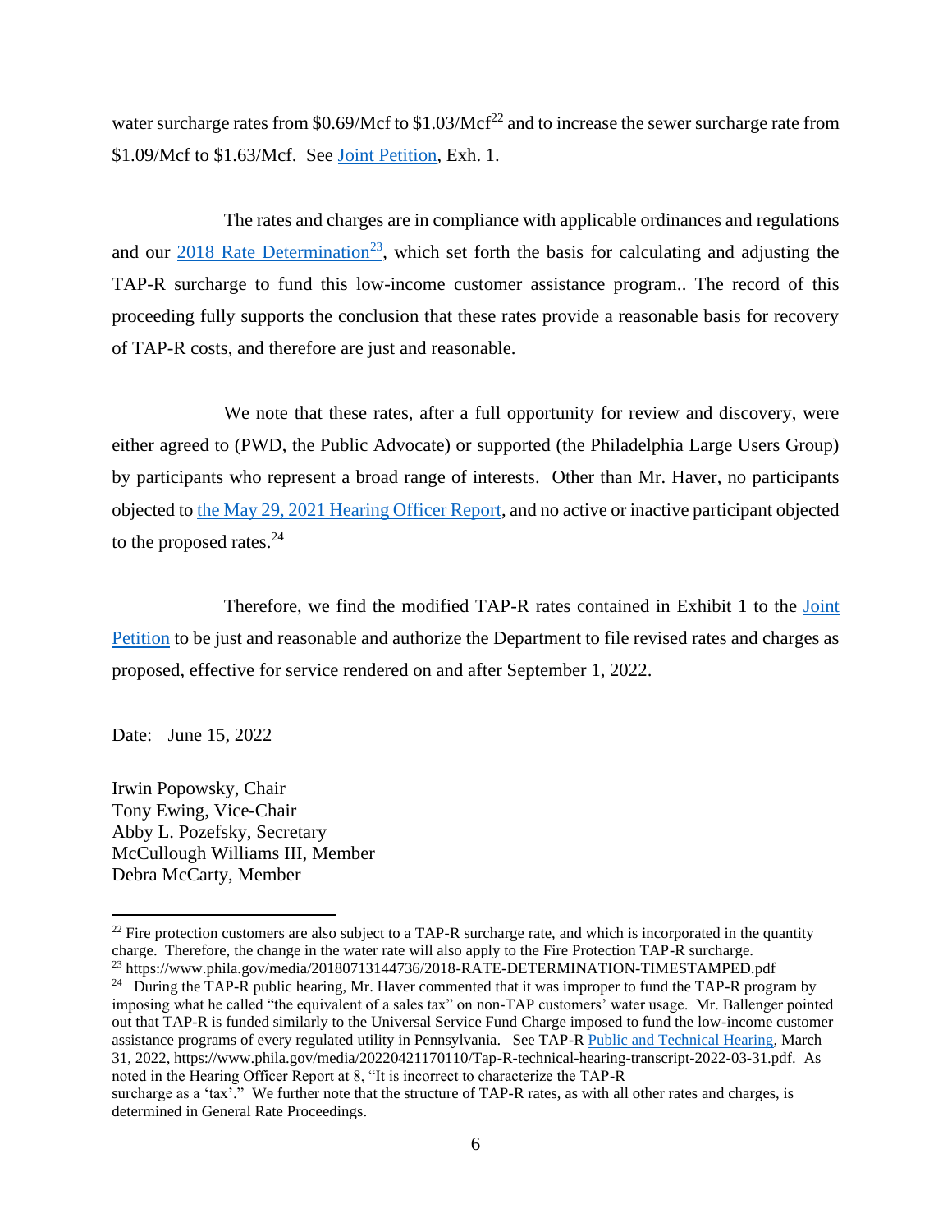water surcharge rates from \$0.69/Mcf to \$1.03/Mcf[22] and to increase the sewer surcharge rate from \$1.09/Mcf to \$1.63/Mcf. See Joint Petition, Exh. 1.

The rates and charges are in compliance with applicable ordinances and regulations and our 2018 Rate Determination[23], which set forth the basis for calculating and adjusting the TAP-R surcharge to fund this low-income customer assistance program.. The record of this proceeding fully supports the conclusion that these rates provide a reasonable basis for recovery of TAP-R costs, and therefore are just and reasonable.

We note that these rates, after a full opportunity for review and discovery, were either agreed to (PWD, the Public Advocate) or supported (the Philadelphia Large Users Group) by participants who represent a broad range of interests. Other than Mr. Haver, no participants objected to the May 29, 2021 Hearing Officer Report, and no active or inactive participant objected to the proposed rates.[24]

Therefore, we find the modified TAP-R rates contained in Exhibit 1 to the Joint Petition to be just and reasonable and authorize the Department to file revised rates and charges as proposed, effective for service rendered on and after September 1, 2022.

Date: June 15, 2022

Irwin Popowsky, Chair
Tony Ewing, Vice-Chair
Abby L. Pozefsky, Secretary
McCullough Williams III, Member
Debra McCarty, Member

---

[22] Fire protection customers are also subject to a TAP-R surcharge rate, and which is incorporated in the quantity charge. Therefore, the change in the water rate will also apply to the Fire Protection TAP-R surcharge.

[23] https://www.phila.gov/media/20180713144736/2018-RATE-DETERMINATION-TIMESTAMPED.pdf

[24] During the TAP-R public hearing, Mr. Haver commented that it was improper to fund the TAP-R program by imposing what he called "the equivalent of a sales tax" on non-TAP customers' water usage. Mr. Ballenger pointed out that TAP-R is funded similarly to the Universal Service Fund Charge imposed to fund the low-income customer assistance programs of every regulated utility in Pennsylvania. See TAP-R Public and Technical Hearing, March 31, 2022, https://www.phila.gov/media/20220421170110/Tap-R-technical-hearing-transcript-2022-03-31.pdf. As noted in the Hearing Officer Report at 8, "It is incorrect to characterize the TAP-R surcharge as a 'tax'." We further note that the structure of TAP-R rates, as with all other rates and charges, is determined in General Rate Proceedings.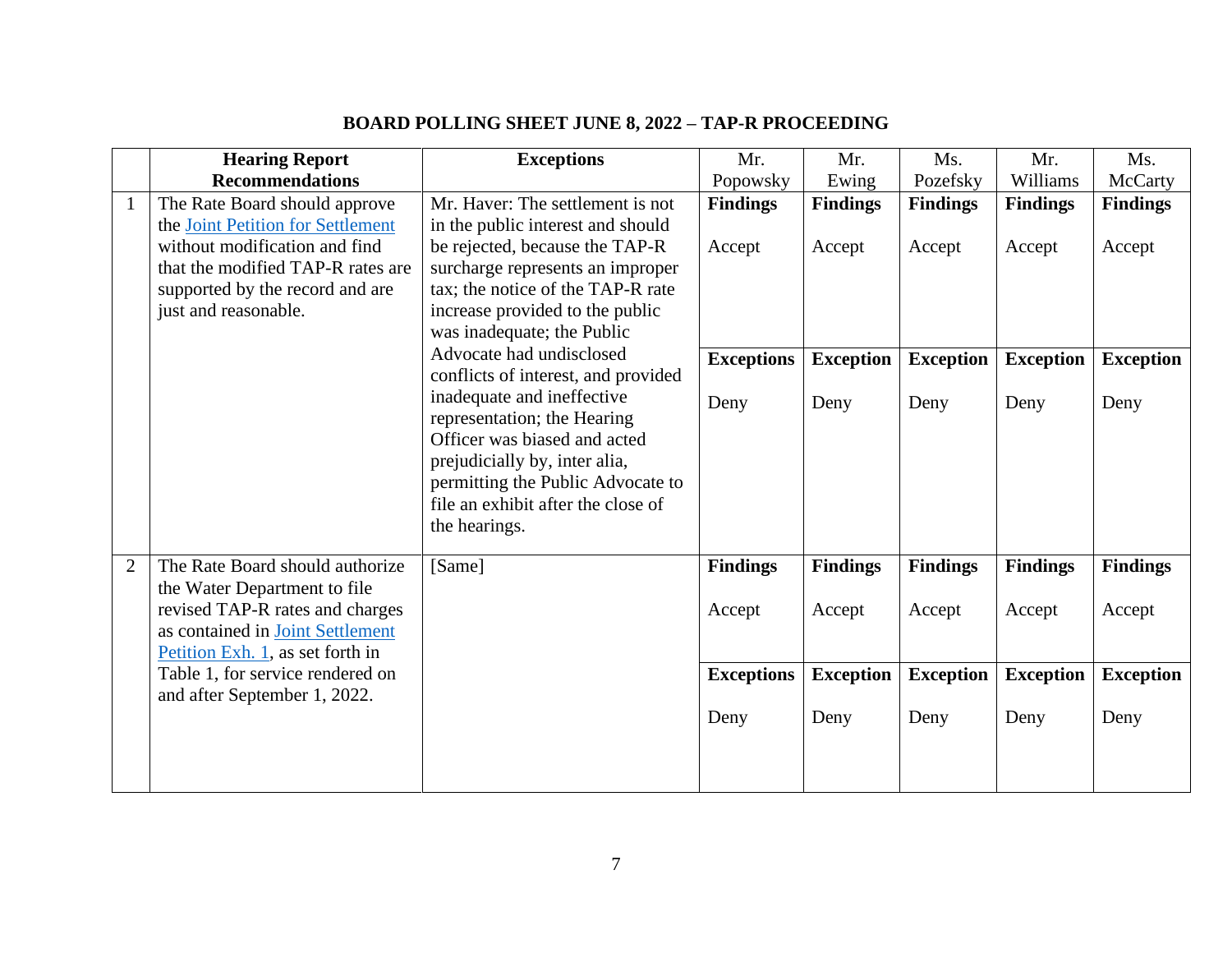## BOARD POLLING SHEET JUNE 8, 2022 – TAP-R PROCEEDING

| | Hearing Report Recommendations | Exceptions | Mr. Popowsky | Mr. Ewing | Ms. Pozefsky | Mr. Williams | Ms. McCarty |
|---|---|---|---|---|---|---|---|
| 1 | The Rate Board should approve the Joint Petition for Settlement without modification and find that the modified TAP-R rates are supported by the record and are just and reasonable. | Mr. Haver: The settlement is not in the public interest and should be rejected, because the TAP-R surcharge represents an improper tax; the notice of the TAP-R rate increase provided to the public was inadequate; the Public Advocate had undisclosed conflicts of interest, and provided inadequate and ineffective representation; the Hearing Officer was biased and acted prejudicially by, inter alia, permitting the Public Advocate to file an exhibit after the close of the hearings. | **Findings** Accept | **Findings** Accept | **Findings** Accept | **Findings** Accept | **Findings** Accept |
| | | | **Exceptions** Deny | **Exception** Deny | **Exception** Deny | **Exception** Deny | **Exception** Deny |
| 2 | The Rate Board should authorize the Water Department to file revised TAP-R rates and charges as contained in Joint Settlement Petition Exh. 1, as set forth in Table 1, for service rendered on and after September 1, 2022. | [Same] | **Findings** Accept | **Findings** Accept | **Findings** Accept | **Findings** Accept | **Findings** Accept |
| | | | **Exceptions** Deny | **Exception** Deny | **Exception** Deny | **Exception** Deny | **Exception** Deny |